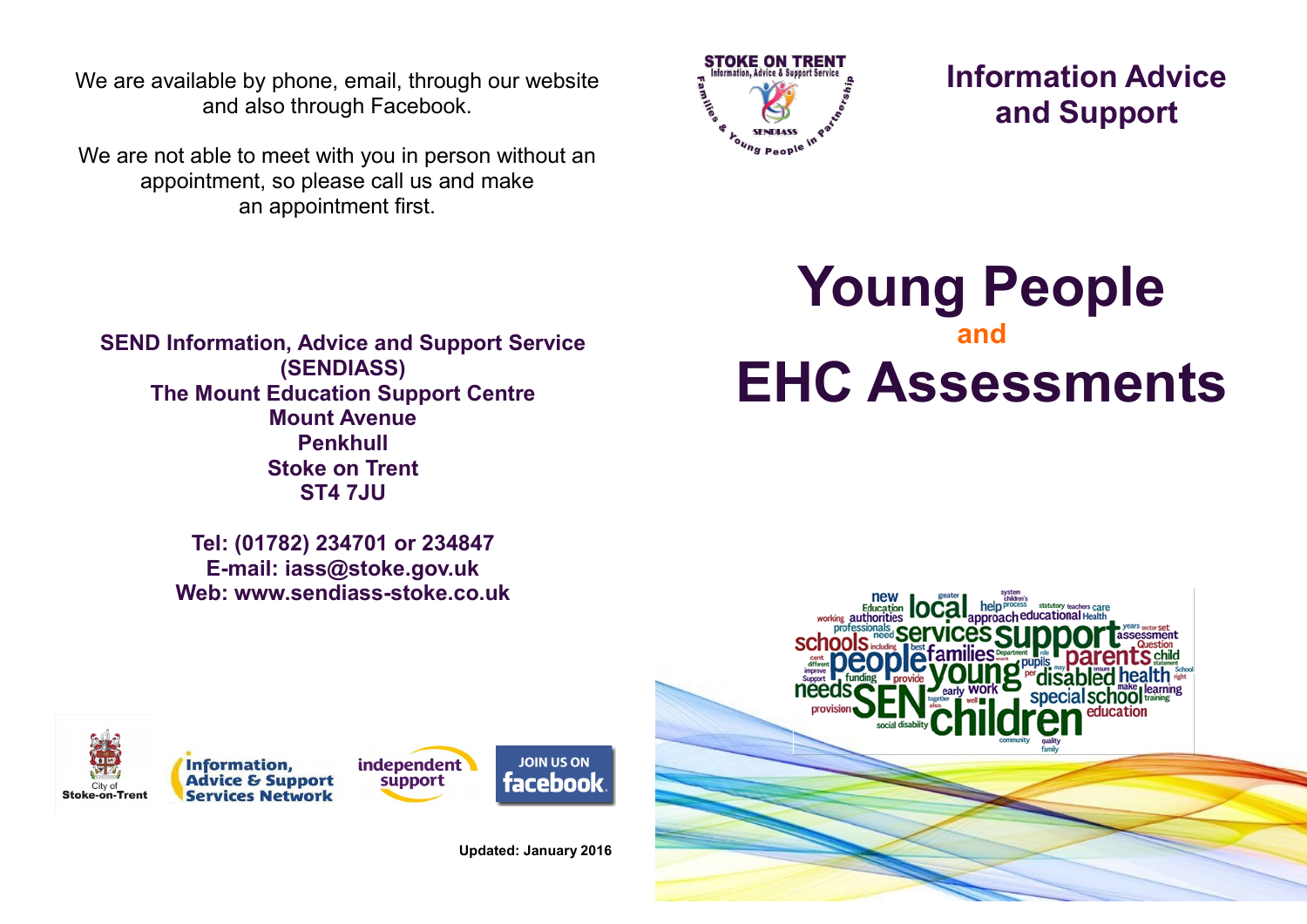We are available by phone, email, through our website and also through Facebook.

We are not able to meet with you in person without an appointment, so please call us and make an appointment first.

**SEND Information, Advice and Support Service (SENDIASS)**
**The Mount Education Support Centre**
**Mount Avenue**
**Penkhull**
**Stoke on Trent**
**ST4 7JU**

**Tel: (01782) 234701 or 234847**
**E-mail: iass@stoke.gov.uk**
**Web: www.sendiass-stoke.co.uk**

**Updated: January 2016**

## Information Advice and Support

# Young People and EHC Assessments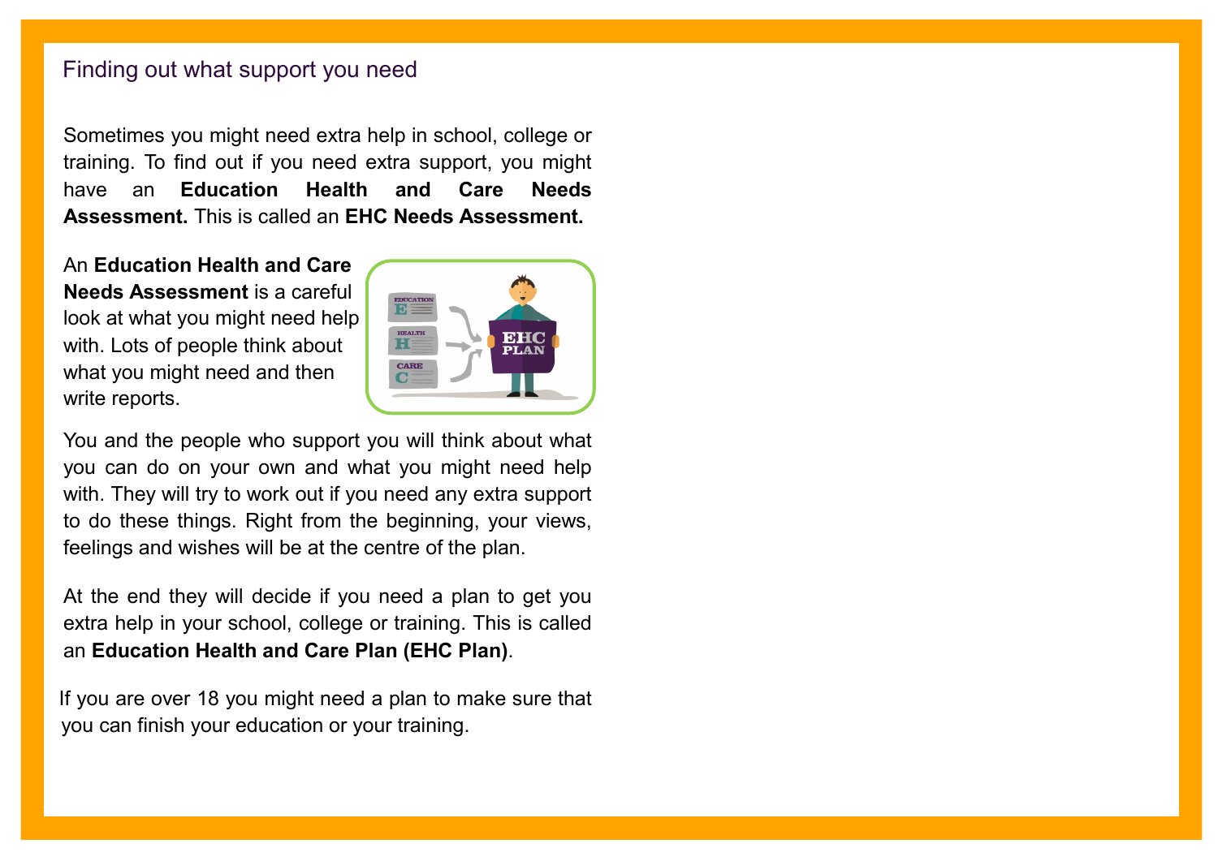## Finding out what support you need

Sometimes you might need extra help in school, college or training. To find out if you need extra support, you might have an **Education Health and Care Needs Assessment.** This is called an **EHC Needs Assessment.**

An **Education Health and Care Needs Assessment** is a careful look at what you might need help with. Lots of people think about what you might need and then write reports.

You and the people who support you will think about what you can do on your own and what you might need help with. They will try to work out if you need any extra support to do these things. Right from the beginning, your views, feelings and wishes will be at the centre of the plan.

At the end they will decide if you need a plan to get you extra help in your school, college or training. This is called an **Education Health and Care Plan (EHC Plan)**.

If you are over 18 you might need a plan to make sure that you can finish your education or your training.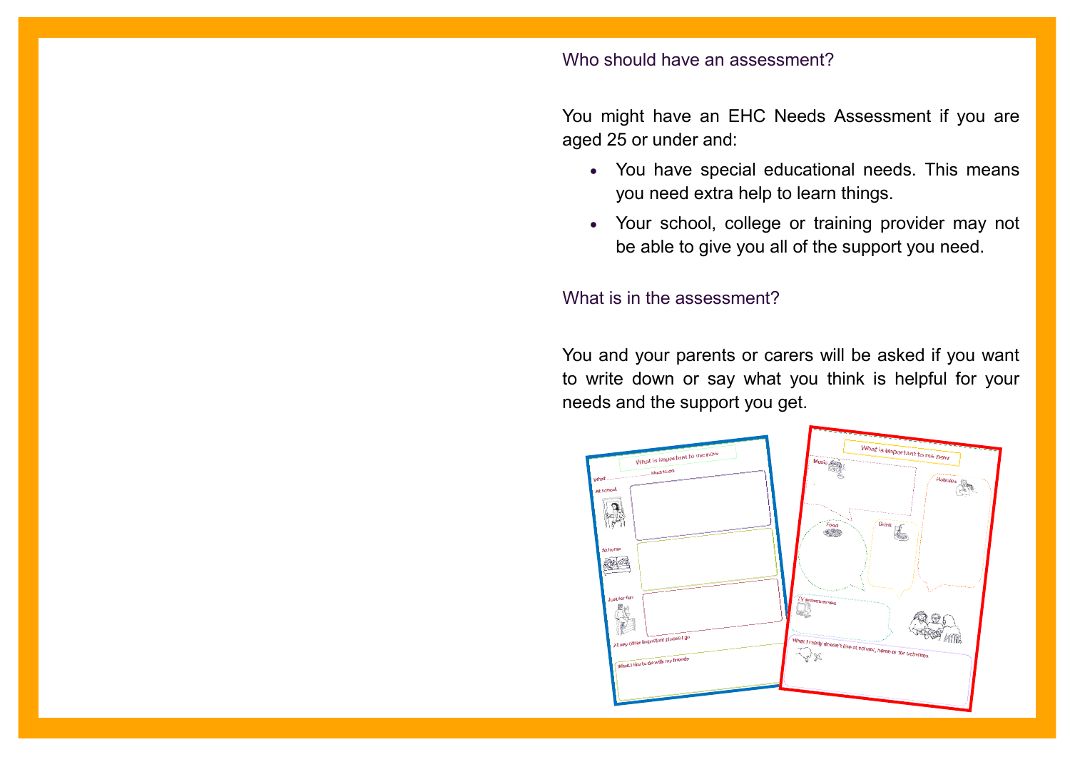## Who should have an assessment?

You might have an EHC Needs Assessment if you are aged 25 or under and:

- You have special educational needs. This means you need extra help to learn things.
- Your school, college or training provider may not be able to give you all of the support you need.

## What is in the assessment?

You and your parents or carers will be asked if you want to write down or say what you think is helpful for your needs and the support you get.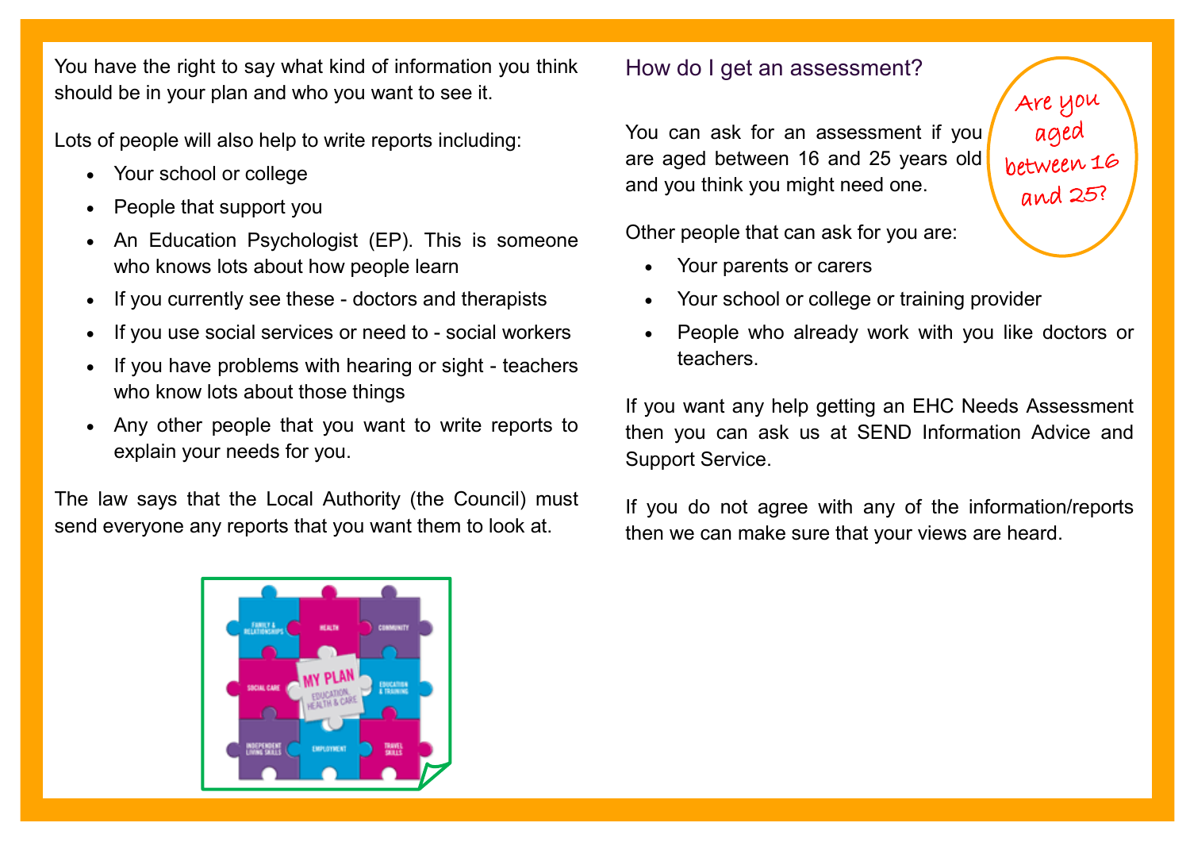You have the right to say what kind of information you think should be in your plan and who you want to see it.

Lots of people will also help to write reports including:

- Your school or college
- People that support you
- An Education Psychologist (EP). This is someone who knows lots about how people learn
- If you currently see these - doctors and therapists
- If you use social services or need to - social workers
- If you have problems with hearing or sight - teachers who know lots about those things
- Any other people that you want to write reports to explain your needs for you.

The law says that the Local Authority (the Council) must send everyone any reports that you want them to look at.

## How do I get an assessment?

Are you aged between 16 and 25?

You can ask for an assessment if you are aged between 16 and 25 years old and you think you might need one.

Other people that can ask for you are:

- Your parents or carers
- Your school or college or training provider
- People who already work with you like doctors or teachers.

If you want any help getting an EHC Needs Assessment then you can ask us at SEND Information Advice and Support Service.

If you do not agree with any of the information/reports then we can make sure that your views are heard.